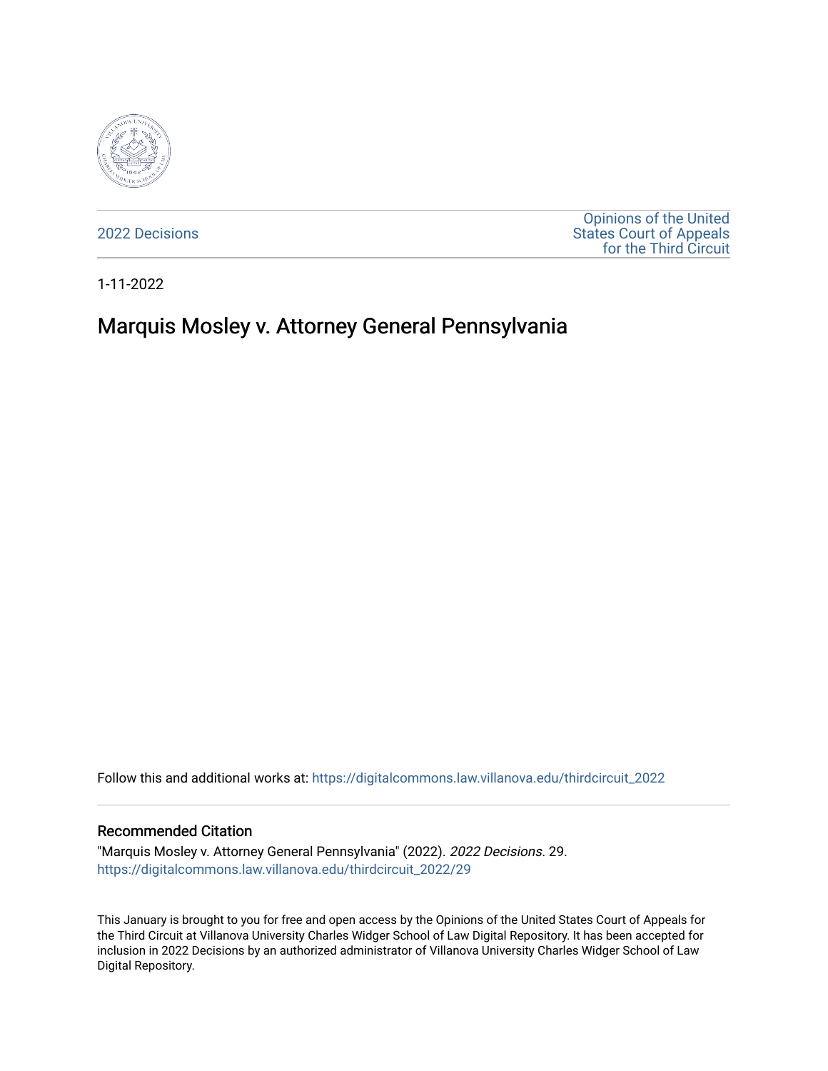2022 Decisions

Opinions of the United States Court of Appeals for the Third Circuit

1-11-2022

# Marquis Mosley v. Attorney General Pennsylvania

Follow this and additional works at: https://digitalcommons.law.villanova.edu/thirdcircuit_2022

### Recommended Citation

"Marquis Mosley v. Attorney General Pennsylvania" (2022). *2022 Decisions*. 29.
https://digitalcommons.law.villanova.edu/thirdcircuit_2022/29

This January is brought to you for free and open access by the Opinions of the United States Court of Appeals for the Third Circuit at Villanova University Charles Widger School of Law Digital Repository. It has been accepted for inclusion in 2022 Decisions by an authorized administrator of Villanova University Charles Widger School of Law Digital Repository.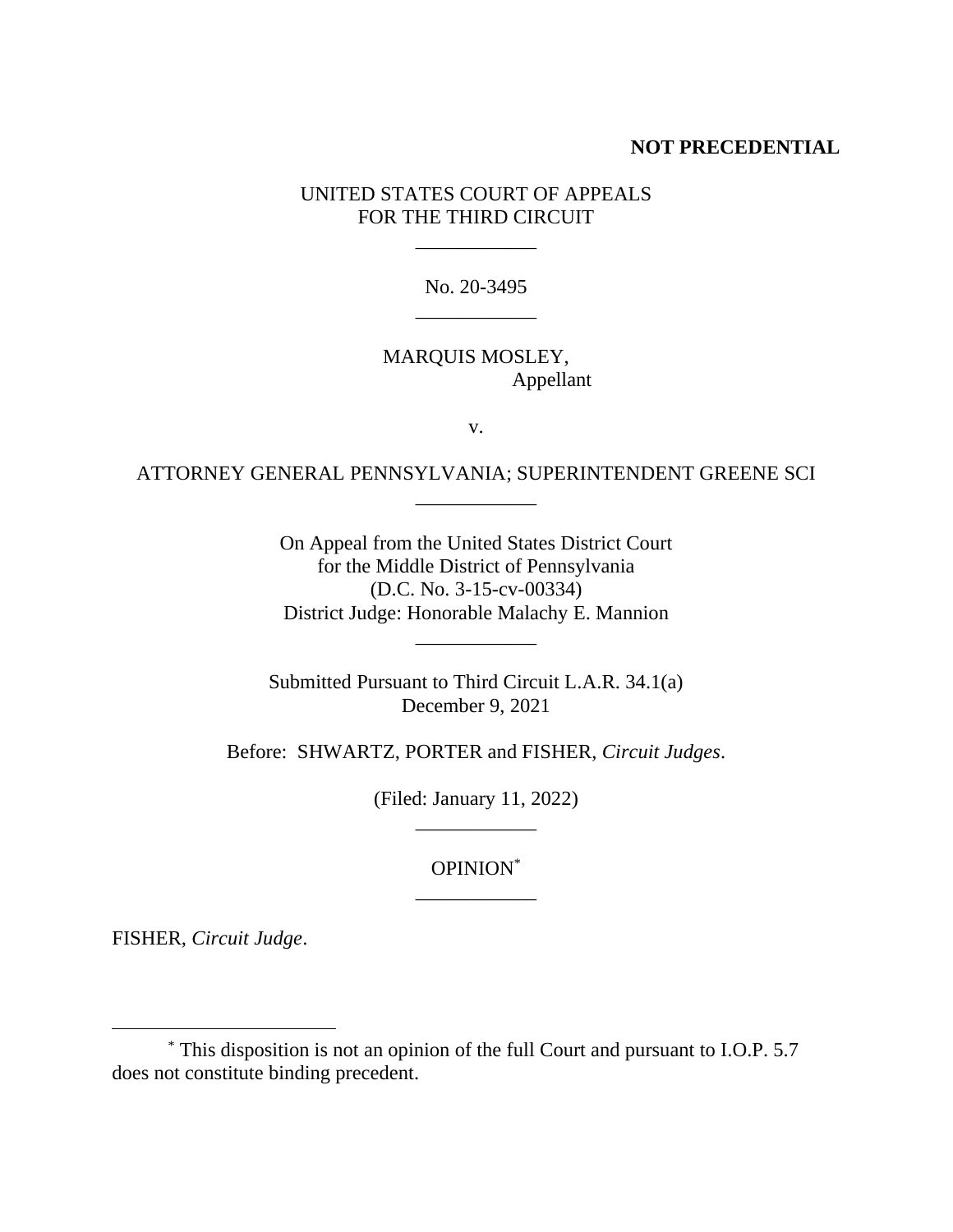**NOT PRECEDENTIAL**

UNITED STATES COURT OF APPEALS
FOR THE THIRD CIRCUIT

---

No. 20-3495

---

MARQUIS MOSLEY,
Appellant

v.

ATTORNEY GENERAL PENNSYLVANIA; SUPERINTENDENT GREENE SCI

---

On Appeal from the United States District Court
for the Middle District of Pennsylvania
(D.C. No. 3-15-cv-00334)
District Judge: Honorable Malachy E. Mannion

---

Submitted Pursuant to Third Circuit L.A.R. 34.1(a)
December 9, 2021

Before: SHWARTZ, PORTER and FISHER, *Circuit Judges*.

(Filed: January 11, 2022)

---

OPINION[*]

---

FISHER, *Circuit Judge*.

[*] This disposition is not an opinion of the full Court and pursuant to I.O.P. 5.7 does not constitute binding precedent.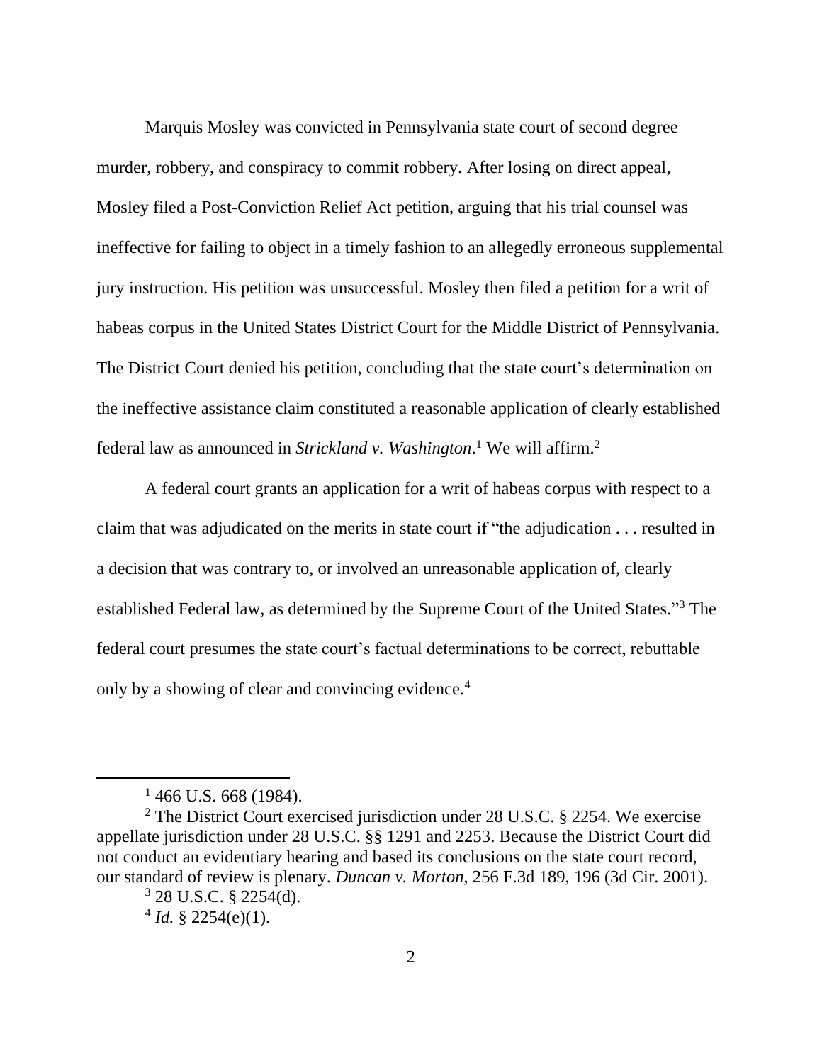Marquis Mosley was convicted in Pennsylvania state court of second degree murder, robbery, and conspiracy to commit robbery. After losing on direct appeal, Mosley filed a Post-Conviction Relief Act petition, arguing that his trial counsel was ineffective for failing to object in a timely fashion to an allegedly erroneous supplemental jury instruction. His petition was unsuccessful. Mosley then filed a petition for a writ of habeas corpus in the United States District Court for the Middle District of Pennsylvania. The District Court denied his petition, concluding that the state court's determination on the ineffective assistance claim constituted a reasonable application of clearly established federal law as announced in *Strickland v. Washington*.[1] We will affirm.[2]

A federal court grants an application for a writ of habeas corpus with respect to a claim that was adjudicated on the merits in state court if "the adjudication . . . resulted in a decision that was contrary to, or involved an unreasonable application of, clearly established Federal law, as determined by the Supreme Court of the United States."[3] The federal court presumes the state court's factual determinations to be correct, rebuttable only by a showing of clear and convincing evidence.[4]

---

[1] 466 U.S. 668 (1984).

[2] The District Court exercised jurisdiction under 28 U.S.C. § 2254. We exercise appellate jurisdiction under 28 U.S.C. §§ 1291 and 2253. Because the District Court did not conduct an evidentiary hearing and based its conclusions on the state court record, our standard of review is plenary. *Duncan v. Morton*, 256 F.3d 189, 196 (3d Cir. 2001).

[3] 28 U.S.C. § 2254(d).

[4] *Id.* § 2254(e)(1).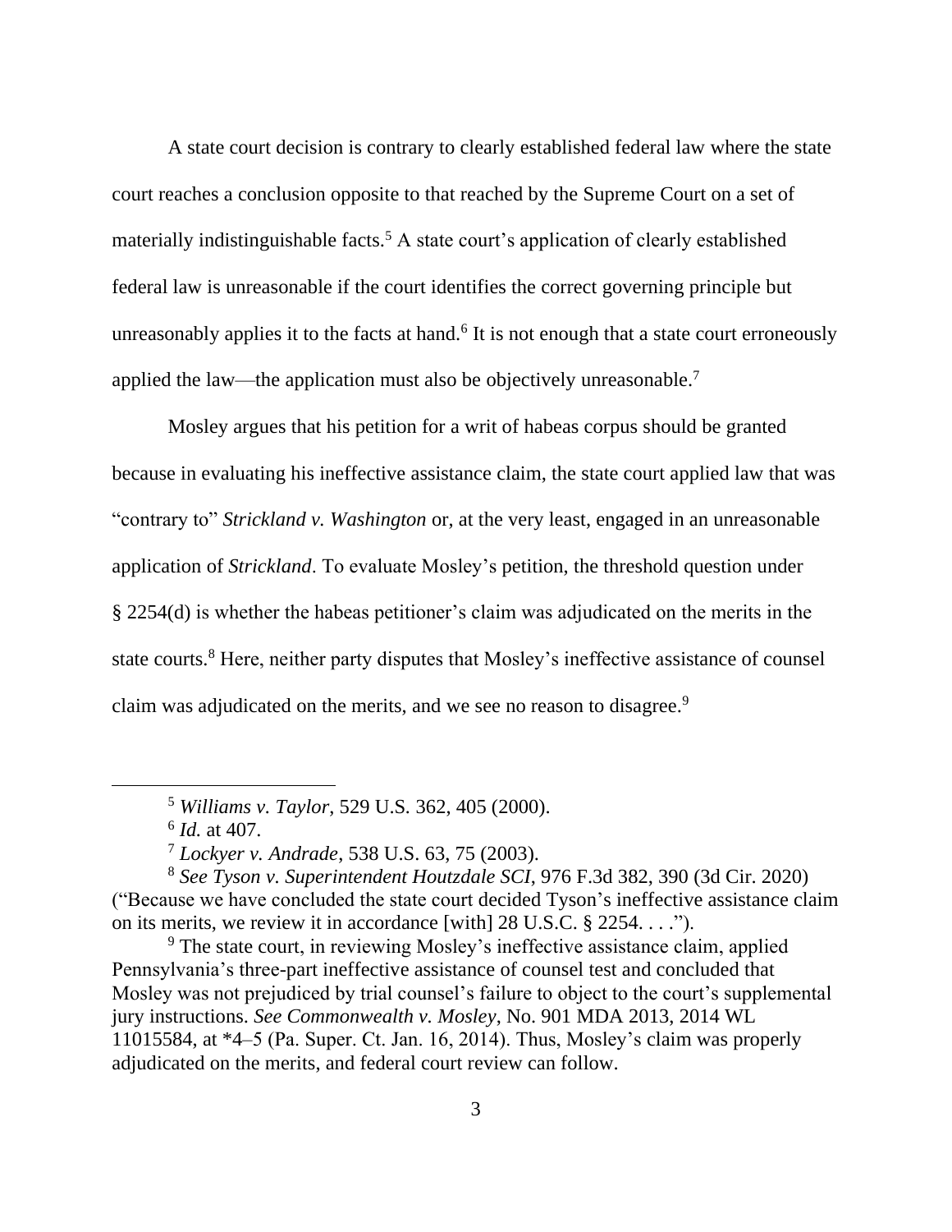A state court decision is contrary to clearly established federal law where the state court reaches a conclusion opposite to that reached by the Supreme Court on a set of materially indistinguishable facts.[5] A state court's application of clearly established federal law is unreasonable if the court identifies the correct governing principle but unreasonably applies it to the facts at hand.[6] It is not enough that a state court erroneously applied the law—the application must also be objectively unreasonable.[7]

Mosley argues that his petition for a writ of habeas corpus should be granted because in evaluating his ineffective assistance claim, the state court applied law that was "contrary to" *Strickland v. Washington* or, at the very least, engaged in an unreasonable application of *Strickland*. To evaluate Mosley's petition, the threshold question under § 2254(d) is whether the habeas petitioner's claim was adjudicated on the merits in the state courts.[8] Here, neither party disputes that Mosley's ineffective assistance of counsel claim was adjudicated on the merits, and we see no reason to disagree.[9]

---

[5] *Williams v. Taylor*, 529 U.S. 362, 405 (2000).

[6] *Id.* at 407.

[7] *Lockyer v. Andrade*, 538 U.S. 63, 75 (2003).

[8] *See Tyson v. Superintendent Houtzdale SCI*, 976 F.3d 382, 390 (3d Cir. 2020) ("Because we have concluded the state court decided Tyson's ineffective assistance claim on its merits, we review it in accordance [with] 28 U.S.C. § 2254. . . .").

[9] The state court, in reviewing Mosley's ineffective assistance claim, applied Pennsylvania's three-part ineffective assistance of counsel test and concluded that Mosley was not prejudiced by trial counsel's failure to object to the court's supplemental jury instructions. *See Commonwealth v. Mosley*, No. 901 MDA 2013, 2014 WL 11015584, at *4–5 (Pa. Super. Ct. Jan. 16, 2014). Thus, Mosley's claim was properly adjudicated on the merits, and federal court review can follow.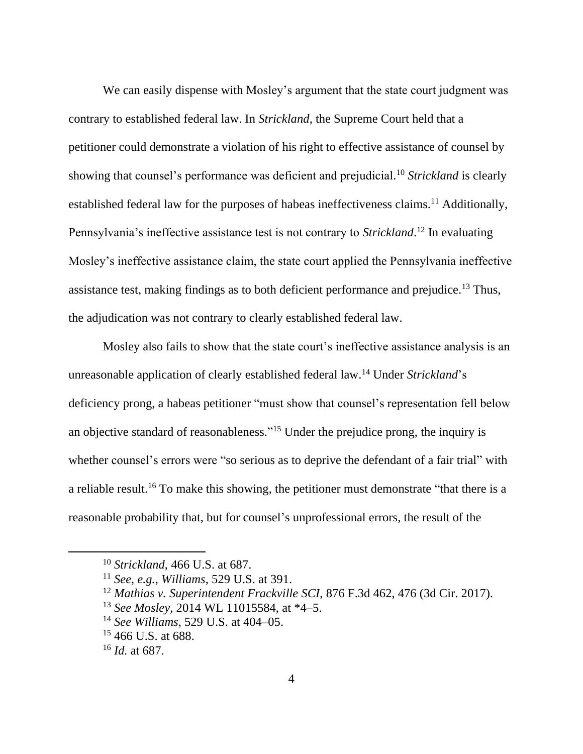We can easily dispense with Mosley's argument that the state court judgment was contrary to established federal law. In *Strickland*, the Supreme Court held that a petitioner could demonstrate a violation of his right to effective assistance of counsel by showing that counsel's performance was deficient and prejudicial.[10] *Strickland* is clearly established federal law for the purposes of habeas ineffectiveness claims.[11] Additionally, Pennsylvania's ineffective assistance test is not contrary to *Strickland*.[12] In evaluating Mosley's ineffective assistance claim, the state court applied the Pennsylvania ineffective assistance test, making findings as to both deficient performance and prejudice.[13] Thus, the adjudication was not contrary to clearly established federal law.

Mosley also fails to show that the state court's ineffective assistance analysis is an unreasonable application of clearly established federal law.[14] Under *Strickland*'s deficiency prong, a habeas petitioner "must show that counsel's representation fell below an objective standard of reasonableness."[15] Under the prejudice prong, the inquiry is whether counsel's errors were "so serious as to deprive the defendant of a fair trial" with a reliable result.[16] To make this showing, the petitioner must demonstrate "that there is a reasonable probability that, but for counsel's unprofessional errors, the result of the

---

[10] *Strickland*, 466 U.S. at 687.

[11] *See, e.g.*, *Williams*, 529 U.S. at 391.

[12] *Mathias v. Superintendent Frackville SCI*, 876 F.3d 462, 476 (3d Cir. 2017).

[13] *See Mosley*, 2014 WL 11015584, at *4–5.

[14] *See Williams*, 529 U.S. at 404–05.

[15] 466 U.S. at 688.

[16] *Id.* at 687.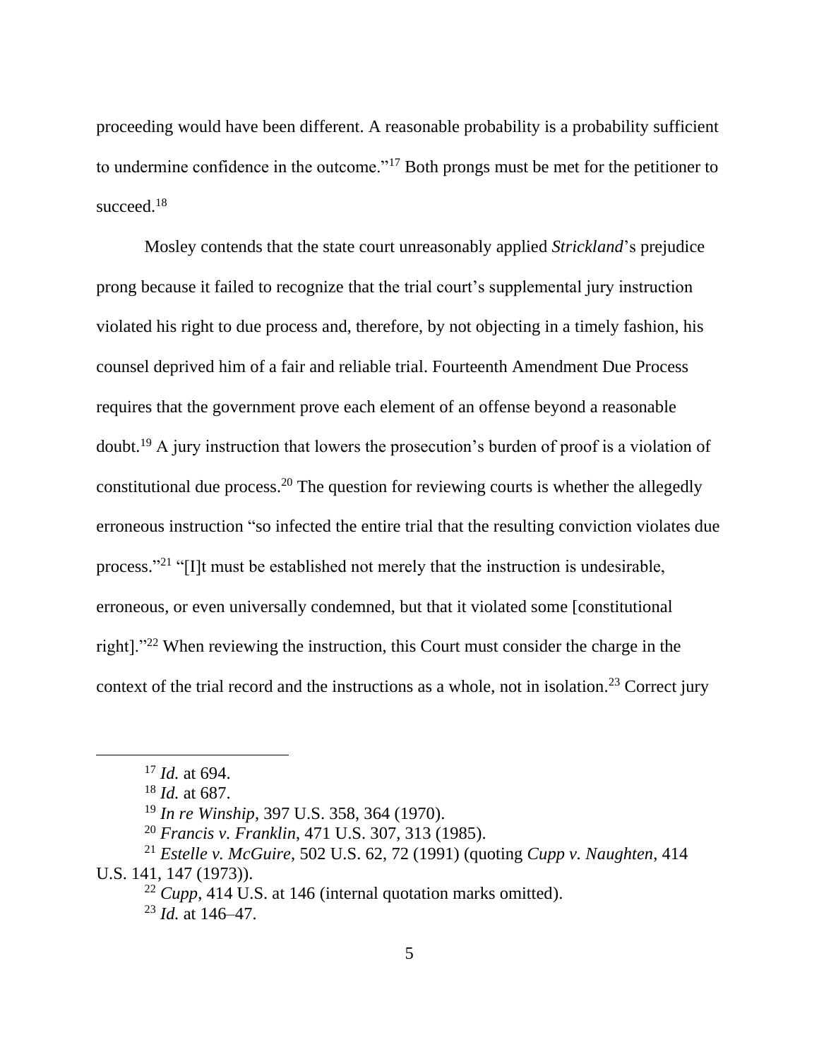proceeding would have been different. A reasonable probability is a probability sufficient to undermine confidence in the outcome."[17] Both prongs must be met for the petitioner to succeed.[18]

Mosley contends that the state court unreasonably applied *Strickland*'s prejudice prong because it failed to recognize that the trial court's supplemental jury instruction violated his right to due process and, therefore, by not objecting in a timely fashion, his counsel deprived him of a fair and reliable trial. Fourteenth Amendment Due Process requires that the government prove each element of an offense beyond a reasonable doubt.[19] A jury instruction that lowers the prosecution's burden of proof is a violation of constitutional due process.[20] The question for reviewing courts is whether the allegedly erroneous instruction "so infected the entire trial that the resulting conviction violates due process."[21] "[I]t must be established not merely that the instruction is undesirable, erroneous, or even universally condemned, but that it violated some [constitutional right]."[22] When reviewing the instruction, this Court must consider the charge in the context of the trial record and the instructions as a whole, not in isolation.[23] Correct jury

---

[17] *Id.* at 694.

[18] *Id.* at 687.

[19] *In re Winship*, 397 U.S. 358, 364 (1970).

[20] *Francis v. Franklin*, 471 U.S. 307, 313 (1985).

[21] *Estelle v. McGuire*, 502 U.S. 62, 72 (1991) (quoting *Cupp v. Naughten*, 414 U.S. 141, 147 (1973)).

[22] *Cupp*, 414 U.S. at 146 (internal quotation marks omitted).

[23] *Id.* at 146–47.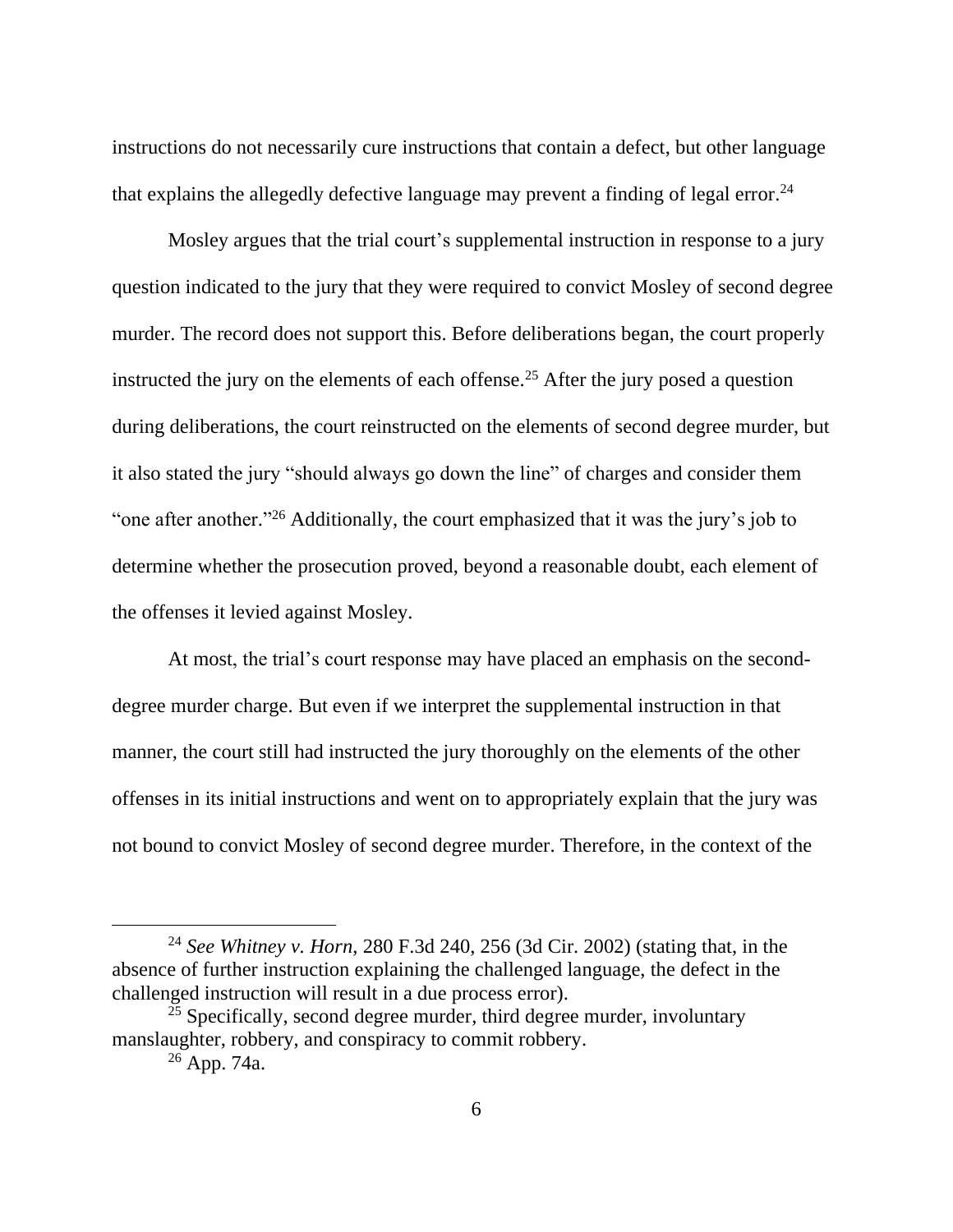instructions do not necessarily cure instructions that contain a defect, but other language that explains the allegedly defective language may prevent a finding of legal error.[24]

Mosley argues that the trial court's supplemental instruction in response to a jury question indicated to the jury that they were required to convict Mosley of second degree murder. The record does not support this. Before deliberations began, the court properly instructed the jury on the elements of each offense.[25] After the jury posed a question during deliberations, the court reinstructed on the elements of second degree murder, but it also stated the jury "should always go down the line" of charges and consider them "one after another."[26] Additionally, the court emphasized that it was the jury's job to determine whether the prosecution proved, beyond a reasonable doubt, each element of the offenses it levied against Mosley.

At most, the trial's court response may have placed an emphasis on the second-degree murder charge. But even if we interpret the supplemental instruction in that manner, the court still had instructed the jury thoroughly on the elements of the other offenses in its initial instructions and went on to appropriately explain that the jury was not bound to convict Mosley of second degree murder. Therefore, in the context of the

---

[24] *See Whitney v. Horn*, 280 F.3d 240, 256 (3d Cir. 2002) (stating that, in the absence of further instruction explaining the challenged language, the defect in the challenged instruction will result in a due process error).

[25] Specifically, second degree murder, third degree murder, involuntary manslaughter, robbery, and conspiracy to commit robbery.

[26] App. 74a.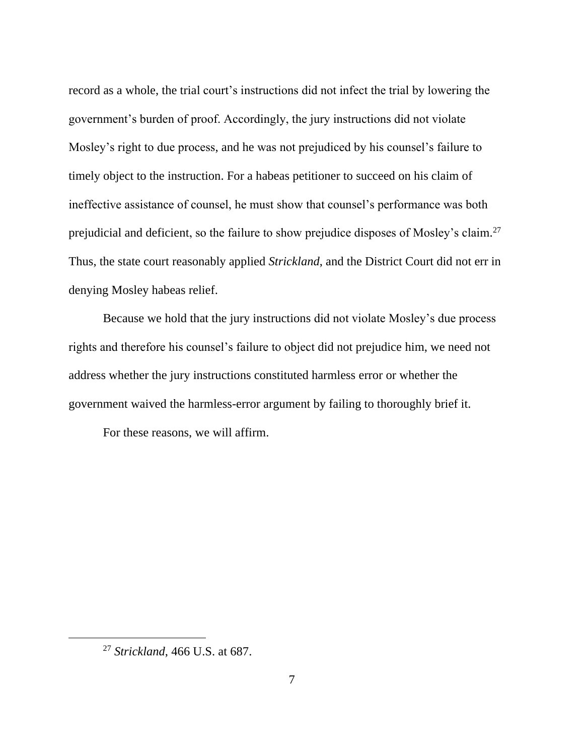record as a whole, the trial court's instructions did not infect the trial by lowering the government's burden of proof. Accordingly, the jury instructions did not violate Mosley's right to due process, and he was not prejudiced by his counsel's failure to timely object to the instruction. For a habeas petitioner to succeed on his claim of ineffective assistance of counsel, he must show that counsel's performance was both prejudicial and deficient, so the failure to show prejudice disposes of Mosley's claim.[27] Thus, the state court reasonably applied *Strickland*, and the District Court did not err in denying Mosley habeas relief.

Because we hold that the jury instructions did not violate Mosley's due process rights and therefore his counsel's failure to object did not prejudice him, we need not address whether the jury instructions constituted harmless error or whether the government waived the harmless-error argument by failing to thoroughly brief it.

For these reasons, we will affirm.

---

[27] *Strickland*, 466 U.S. at 687.